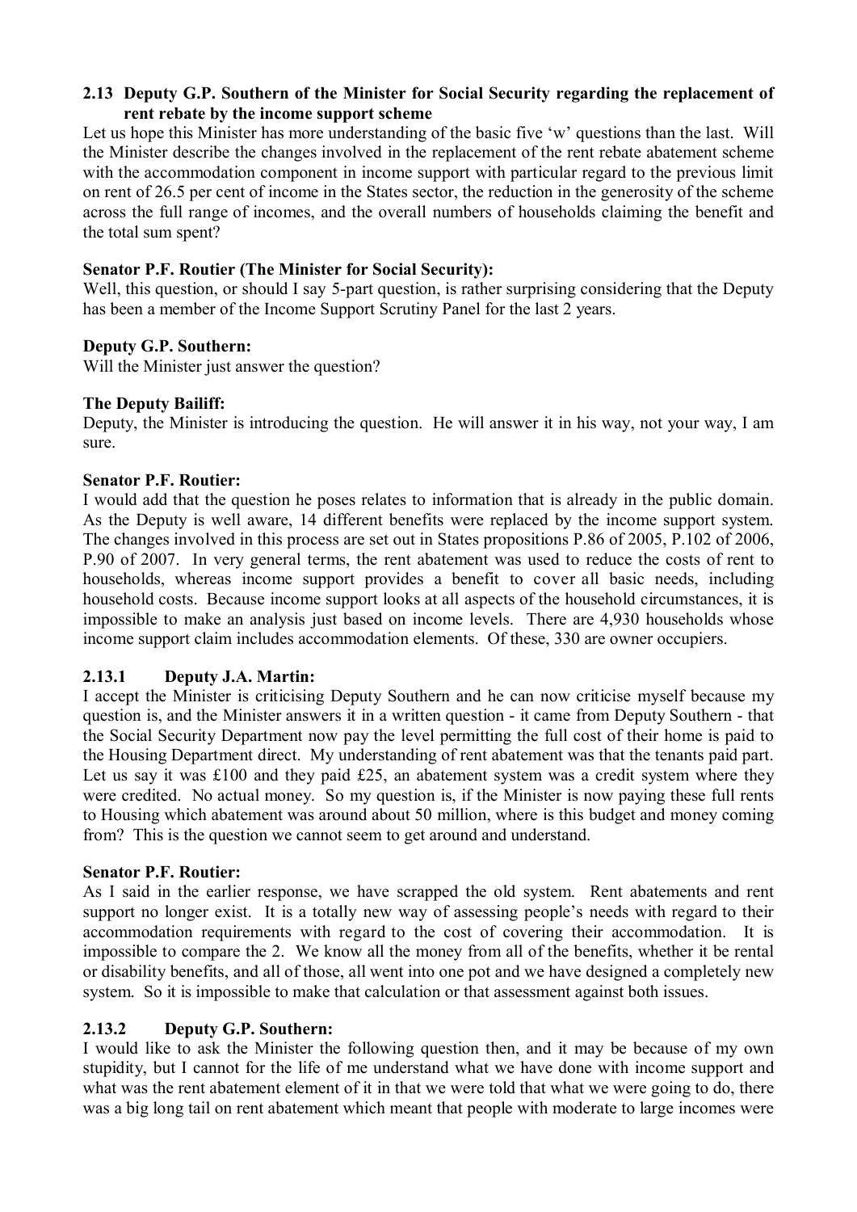### 2.13 Deputy G.P. Southern of the Minister for Social Security regarding the replacement of rent rebate by the income support scheme

Let us hope this Minister has more understanding of the basic five 'w' questions than the last. Will the Minister describe the changes involved in the replacement of the rent rebate abatement scheme with the accommodation component in income support with particular regard to the previous limit on rent of 26.5 per cent of income in the States sector, the reduction in the generosity of the scheme across the full range of incomes, and the overall numbers of households claiming the benefit and the total sum spent?

**Senator P.F. Routier (The Minister for Social Security):**

Well, this question, or should I say 5-part question, is rather surprising considering that the Deputy has been a member of the Income Support Scrutiny Panel for the last 2 years.

**Deputy G.P. Southern:**

Will the Minister just answer the question?

**The Deputy Bailiff:**

Deputy, the Minister is introducing the question. He will answer it in his way, not your way, I am sure.

**Senator P.F. Routier:**

I would add that the question he poses relates to information that is already in the public domain. As the Deputy is well aware, 14 different benefits were replaced by the income support system. The changes involved in this process are set out in States propositions P.86 of 2005, P.102 of 2006, P.90 of 2007. In very general terms, the rent abatement was used to reduce the costs of rent to households, whereas income support provides a benefit to cover all basic needs, including household costs. Because income support looks at all aspects of the household circumstances, it is impossible to make an analysis just based on income levels. There are 4,930 households whose income support claim includes accommodation elements. Of these, 330 are owner occupiers.

### 2.13.1 Deputy J.A. Martin:

I accept the Minister is criticising Deputy Southern and he can now criticise myself because my question is, and the Minister answers it in a written question - it came from Deputy Southern - that the Social Security Department now pay the level permitting the full cost of their home is paid to the Housing Department direct. My understanding of rent abatement was that the tenants paid part. Let us say it was £100 and they paid £25, an abatement system was a credit system where they were credited. No actual money. So my question is, if the Minister is now paying these full rents to Housing which abatement was around about 50 million, where is this budget and money coming from? This is the question we cannot seem to get around and understand.

**Senator P.F. Routier:**

As I said in the earlier response, we have scrapped the old system. Rent abatements and rent support no longer exist. It is a totally new way of assessing people's needs with regard to their accommodation requirements with regard to the cost of covering their accommodation. It is impossible to compare the 2. We know all the money from all of the benefits, whether it be rental or disability benefits, and all of those, all went into one pot and we have designed a completely new system. So it is impossible to make that calculation or that assessment against both issues.

### 2.13.2 Deputy G.P. Southern:

I would like to ask the Minister the following question then, and it may be because of my own stupidity, but I cannot for the life of me understand what we have done with income support and what was the rent abatement element of it in that we were told that what we were going to do, there was a big long tail on rent abatement which meant that people with moderate to large incomes were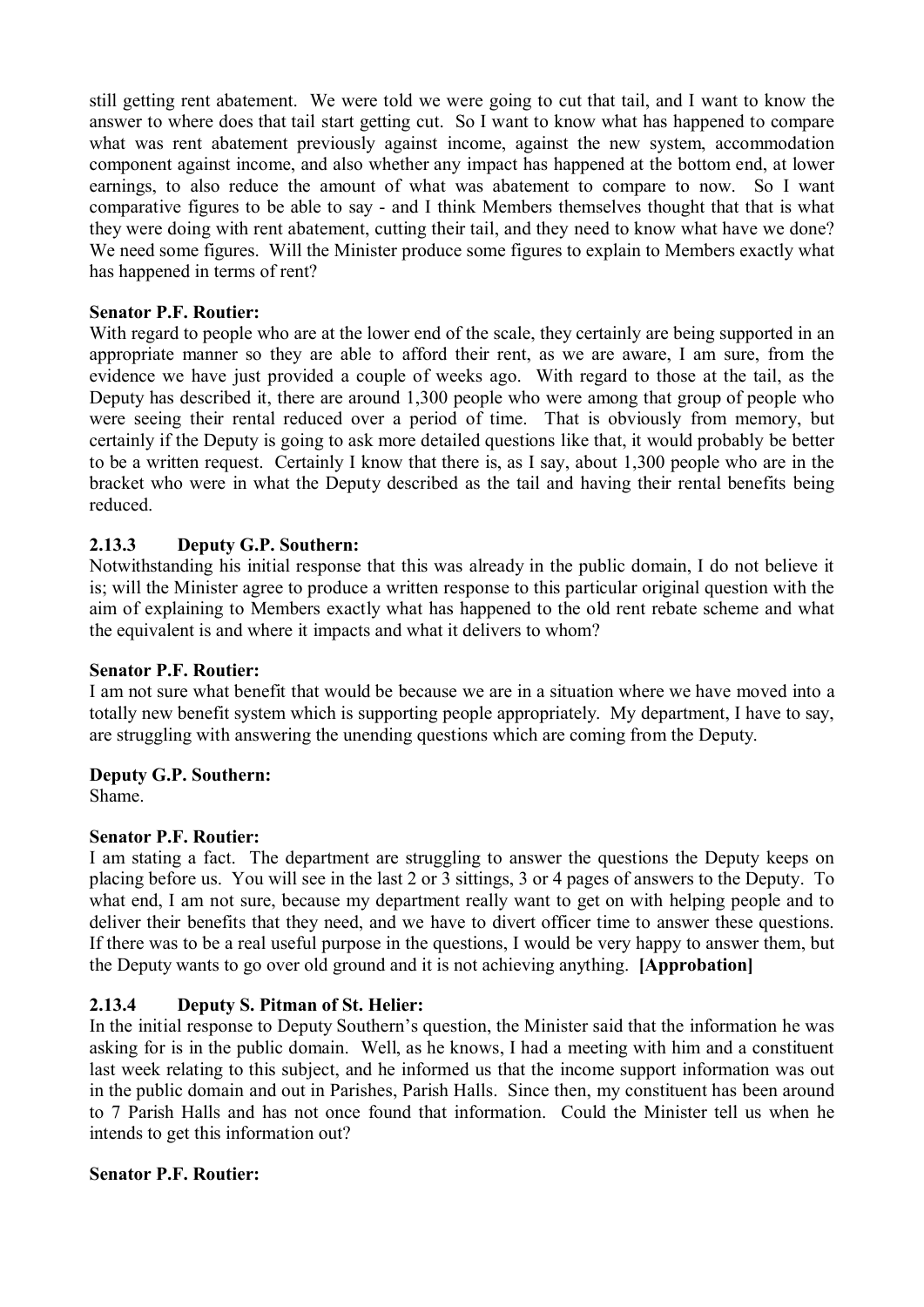still getting rent abatement. We were told we were going to cut that tail, and I want to know the answer to where does that tail start getting cut. So I want to know what has happened to compare what was rent abatement previously against income, against the new system, accommodation component against income, and also whether any impact has happened at the bottom end, at lower earnings, to also reduce the amount of what was abatement to compare to now. So I want comparative figures to be able to say - and I think Members themselves thought that that is what they were doing with rent abatement, cutting their tail, and they need to know what have we done? We need some figures. Will the Minister produce some figures to explain to Members exactly what has happened in terms of rent?

**Senator P.F. Routier:**

With regard to people who are at the lower end of the scale, they certainly are being supported in an appropriate manner so they are able to afford their rent, as we are aware, I am sure, from the evidence we have just provided a couple of weeks ago. With regard to those at the tail, as the Deputy has described it, there are around 1,300 people who were among that group of people who were seeing their rental reduced over a period of time. That is obviously from memory, but certainly if the Deputy is going to ask more detailed questions like that, it would probably be better to be a written request. Certainly I know that there is, as I say, about 1,300 people who are in the bracket who were in what the Deputy described as the tail and having their rental benefits being reduced.

### 2.13.3 Deputy G.P. Southern:

Notwithstanding his initial response that this was already in the public domain, I do not believe it is; will the Minister agree to produce a written response to this particular original question with the aim of explaining to Members exactly what has happened to the old rent rebate scheme and what the equivalent is and where it impacts and what it delivers to whom?

**Senator P.F. Routier:**

I am not sure what benefit that would be because we are in a situation where we have moved into a totally new benefit system which is supporting people appropriately. My department, I have to say, are struggling with answering the unending questions which are coming from the Deputy.

**Deputy G.P. Southern:**

Shame.

**Senator P.F. Routier:**

I am stating a fact. The department are struggling to answer the questions the Deputy keeps on placing before us. You will see in the last 2 or 3 sittings, 3 or 4 pages of answers to the Deputy. To what end, I am not sure, because my department really want to get on with helping people and to deliver their benefits that they need, and we have to divert officer time to answer these questions. If there was to be a real useful purpose in the questions, I would be very happy to answer them, but the Deputy wants to go over old ground and it is not achieving anything. **[Approbation]**

### 2.13.4 Deputy S. Pitman of St. Helier:

In the initial response to Deputy Southern's question, the Minister said that the information he was asking for is in the public domain. Well, as he knows, I had a meeting with him and a constituent last week relating to this subject, and he informed us that the income support information was out in the public domain and out in Parishes, Parish Halls. Since then, my constituent has been around to 7 Parish Halls and has not once found that information. Could the Minister tell us when he intends to get this information out?

**Senator P.F. Routier:**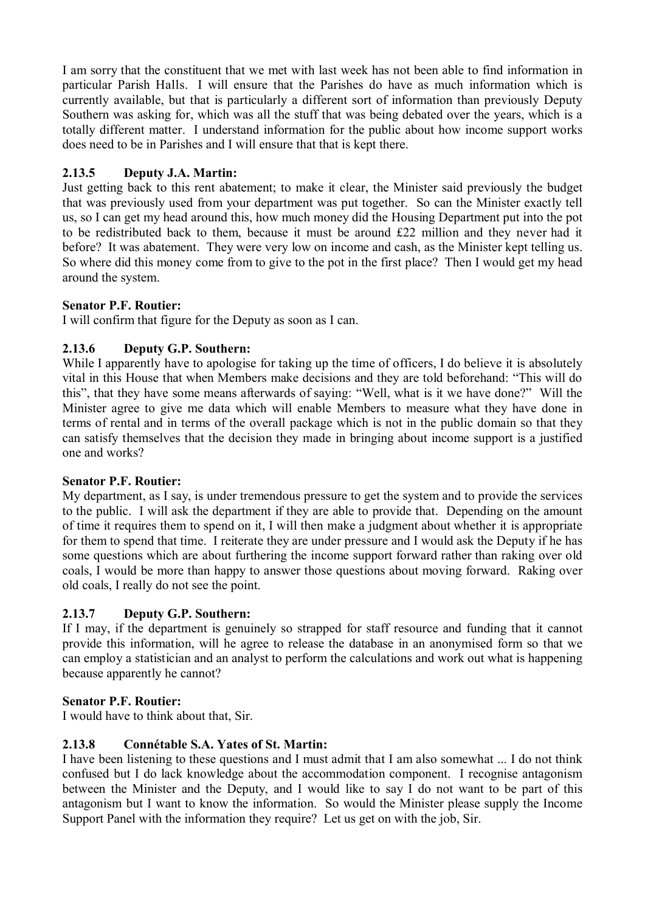I am sorry that the constituent that we met with last week has not been able to find information in particular Parish Halls. I will ensure that the Parishes do have as much information which is currently available, but that is particularly a different sort of information than previously Deputy Southern was asking for, which was all the stuff that was being debated over the years, which is a totally different matter. I understand information for the public about how income support works does need to be in Parishes and I will ensure that that is kept there.

### 2.13.5 Deputy J.A. Martin:

Just getting back to this rent abatement; to make it clear, the Minister said previously the budget that was previously used from your department was put together. So can the Minister exactly tell us, so I can get my head around this, how much money did the Housing Department put into the pot to be redistributed back to them, because it must be around £22 million and they never had it before? It was abatement. They were very low on income and cash, as the Minister kept telling us. So where did this money come from to give to the pot in the first place? Then I would get my head around the system.

**Senator P.F. Routier:**

I will confirm that figure for the Deputy as soon as I can.

### 2.13.6 Deputy G.P. Southern:

While I apparently have to apologise for taking up the time of officers, I do believe it is absolutely vital in this House that when Members make decisions and they are told beforehand: "This will do this", that they have some means afterwards of saying: "Well, what is it we have done?" Will the Minister agree to give me data which will enable Members to measure what they have done in terms of rental and in terms of the overall package which is not in the public domain so that they can satisfy themselves that the decision they made in bringing about income support is a justified one and works?

**Senator P.F. Routier:**

My department, as I say, is under tremendous pressure to get the system and to provide the services to the public. I will ask the department if they are able to provide that. Depending on the amount of time it requires them to spend on it, I will then make a judgment about whether it is appropriate for them to spend that time. I reiterate they are under pressure and I would ask the Deputy if he has some questions which are about furthering the income support forward rather than raking over old coals, I would be more than happy to answer those questions about moving forward. Raking over old coals, I really do not see the point.

### 2.13.7 Deputy G.P. Southern:

If I may, if the department is genuinely so strapped for staff resource and funding that it cannot provide this information, will he agree to release the database in an anonymised form so that we can employ a statistician and an analyst to perform the calculations and work out what is happening because apparently he cannot?

**Senator P.F. Routier:**

I would have to think about that, Sir.

### 2.13.8 Connétable S.A. Yates of St. Martin:

I have been listening to these questions and I must admit that I am also somewhat ... I do not think confused but I do lack knowledge about the accommodation component. I recognise antagonism between the Minister and the Deputy, and I would like to say I do not want to be part of this antagonism but I want to know the information. So would the Minister please supply the Income Support Panel with the information they require? Let us get on with the job, Sir.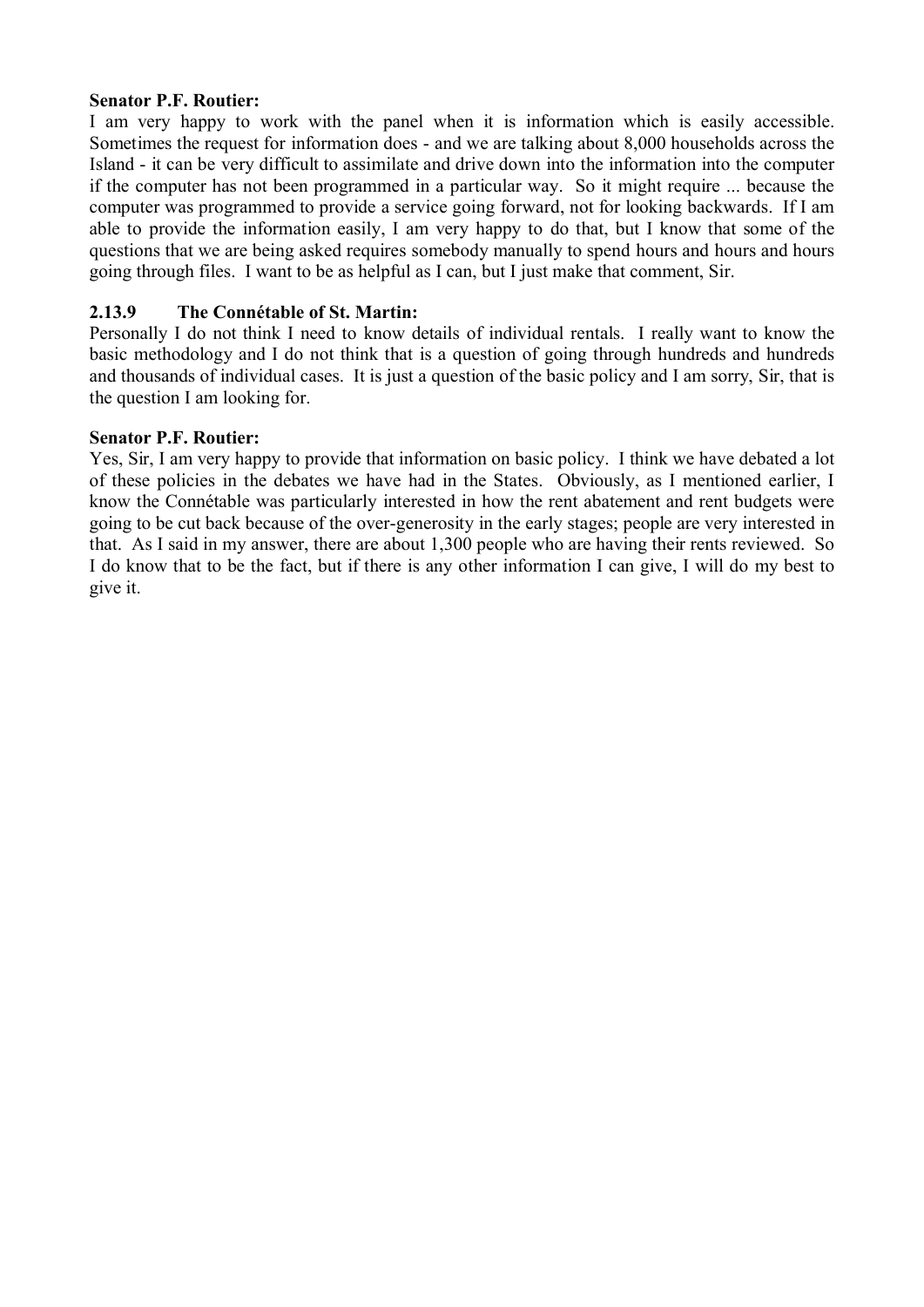**Senator P.F. Routier:**

I am very happy to work with the panel when it is information which is easily accessible. Sometimes the request for information does - and we are talking about 8,000 households across the Island - it can be very difficult to assimilate and drive down into the information into the computer if the computer has not been programmed in a particular way. So it might require ... because the computer was programmed to provide a service going forward, not for looking backwards. If I am able to provide the information easily, I am very happy to do that, but I know that some of the questions that we are being asked requires somebody manually to spend hours and hours and hours going through files. I want to be as helpful as I can, but I just make that comment, Sir.

**2.13.9 The Connétable of St. Martin:**

Personally I do not think I need to know details of individual rentals. I really want to know the basic methodology and I do not think that is a question of going through hundreds and hundreds and thousands of individual cases. It is just a question of the basic policy and I am sorry, Sir, that is the question I am looking for.

**Senator P.F. Routier:**

Yes, Sir, I am very happy to provide that information on basic policy. I think we have debated a lot of these policies in the debates we have had in the States. Obviously, as I mentioned earlier, I know the Connétable was particularly interested in how the rent abatement and rent budgets were going to be cut back because of the over-generosity in the early stages; people are very interested in that. As I said in my answer, there are about 1,300 people who are having their rents reviewed. So I do know that to be the fact, but if there is any other information I can give, I will do my best to give it.